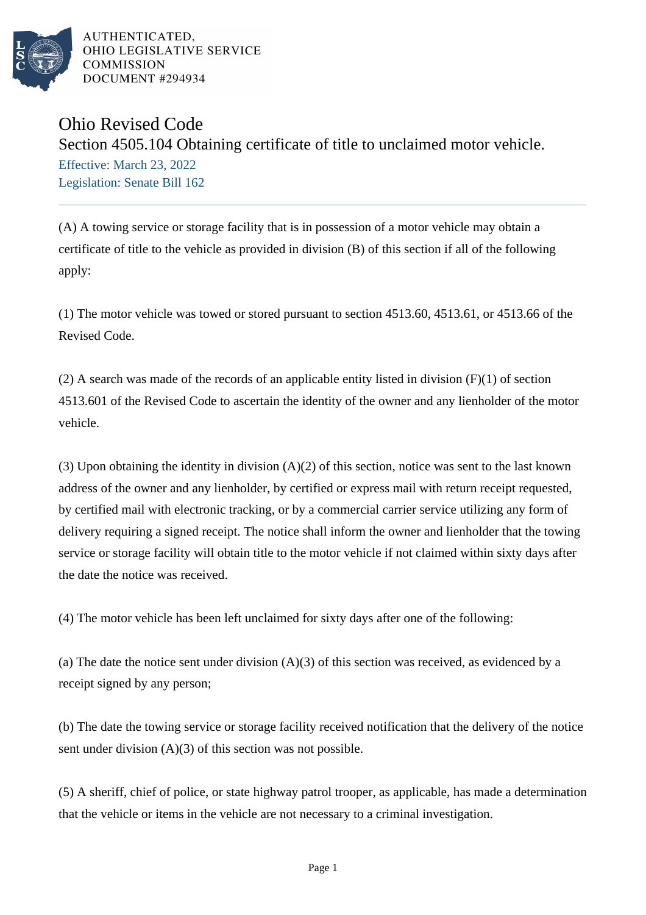AUTHENTICATED,
OHIO LEGISLATIVE SERVICE
COMMISSION
DOCUMENT #294934

# Ohio Revised Code

## Section 4505.104 Obtaining certificate of title to unclaimed motor vehicle.

Effective: March 23, 2022

Legislation: Senate Bill 162

(A) A towing service or storage facility that is in possession of a motor vehicle may obtain a certificate of title to the vehicle as provided in division (B) of this section if all of the following apply:

(1) The motor vehicle was towed or stored pursuant to section 4513.60, 4513.61, or 4513.66 of the Revised Code.

(2) A search was made of the records of an applicable entity listed in division (F)(1) of section 4513.601 of the Revised Code to ascertain the identity of the owner and any lienholder of the motor vehicle.

(3) Upon obtaining the identity in division (A)(2) of this section, notice was sent to the last known address of the owner and any lienholder, by certified or express mail with return receipt requested, by certified mail with electronic tracking, or by a commercial carrier service utilizing any form of delivery requiring a signed receipt. The notice shall inform the owner and lienholder that the towing service or storage facility will obtain title to the motor vehicle if not claimed within sixty days after the date the notice was received.

(4) The motor vehicle has been left unclaimed for sixty days after one of the following:

(a) The date the notice sent under division (A)(3) of this section was received, as evidenced by a receipt signed by any person;

(b) The date the towing service or storage facility received notification that the delivery of the notice sent under division (A)(3) of this section was not possible.

(5) A sheriff, chief of police, or state highway patrol trooper, as applicable, has made a determination that the vehicle or items in the vehicle are not necessary to a criminal investigation.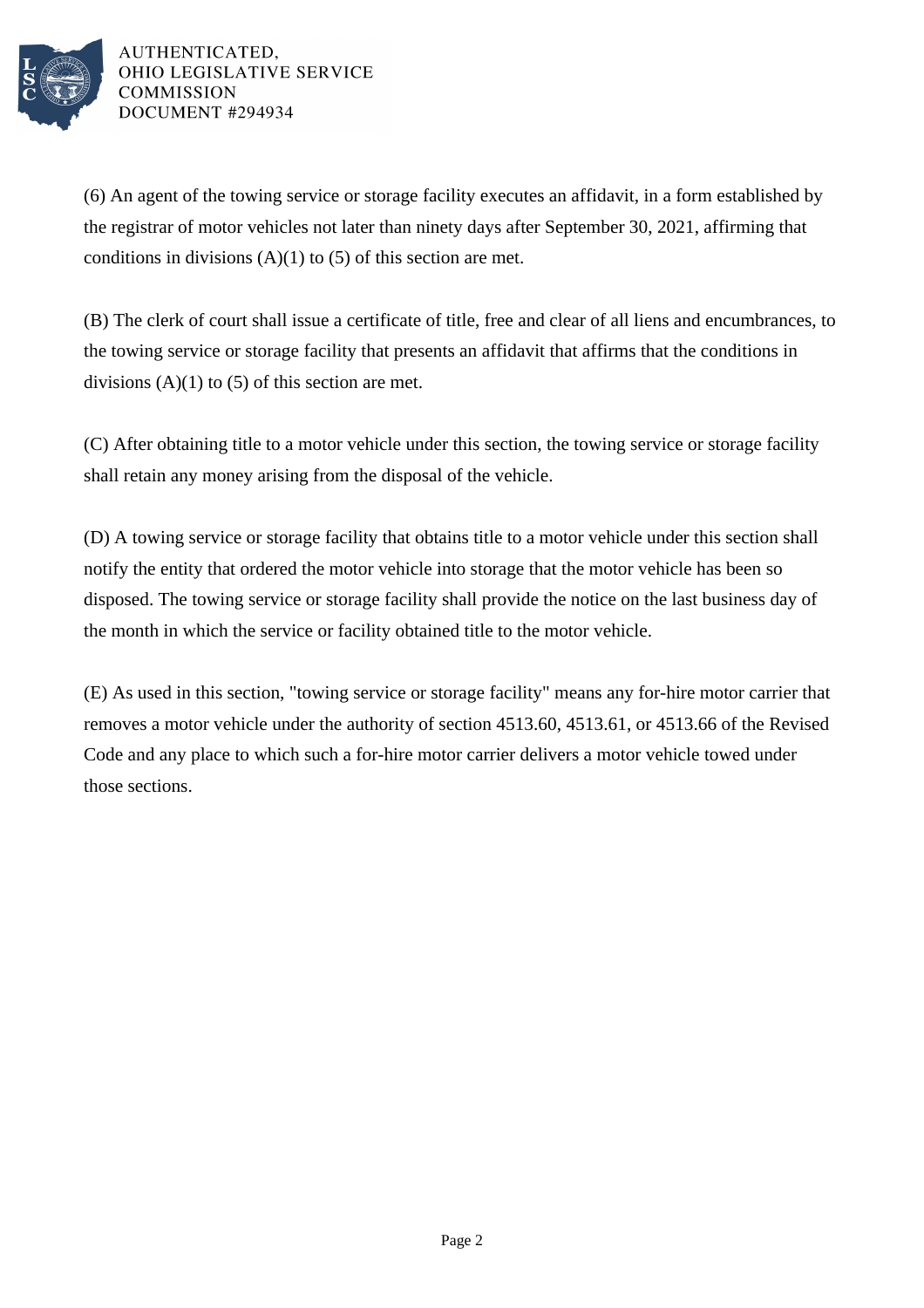(6) An agent of the towing service or storage facility executes an affidavit, in a form established by the registrar of motor vehicles not later than ninety days after September 30, 2021, affirming that conditions in divisions (A)(1) to (5) of this section are met.

(B) The clerk of court shall issue a certificate of title, free and clear of all liens and encumbrances, to the towing service or storage facility that presents an affidavit that affirms that the conditions in divisions (A)(1) to (5) of this section are met.

(C) After obtaining title to a motor vehicle under this section, the towing service or storage facility shall retain any money arising from the disposal of the vehicle.

(D) A towing service or storage facility that obtains title to a motor vehicle under this section shall notify the entity that ordered the motor vehicle into storage that the motor vehicle has been so disposed. The towing service or storage facility shall provide the notice on the last business day of the month in which the service or facility obtained title to the motor vehicle.

(E) As used in this section, "towing service or storage facility" means any for-hire motor carrier that removes a motor vehicle under the authority of section 4513.60, 4513.61, or 4513.66 of the Revised Code and any place to which such a for-hire motor carrier delivers a motor vehicle towed under those sections.